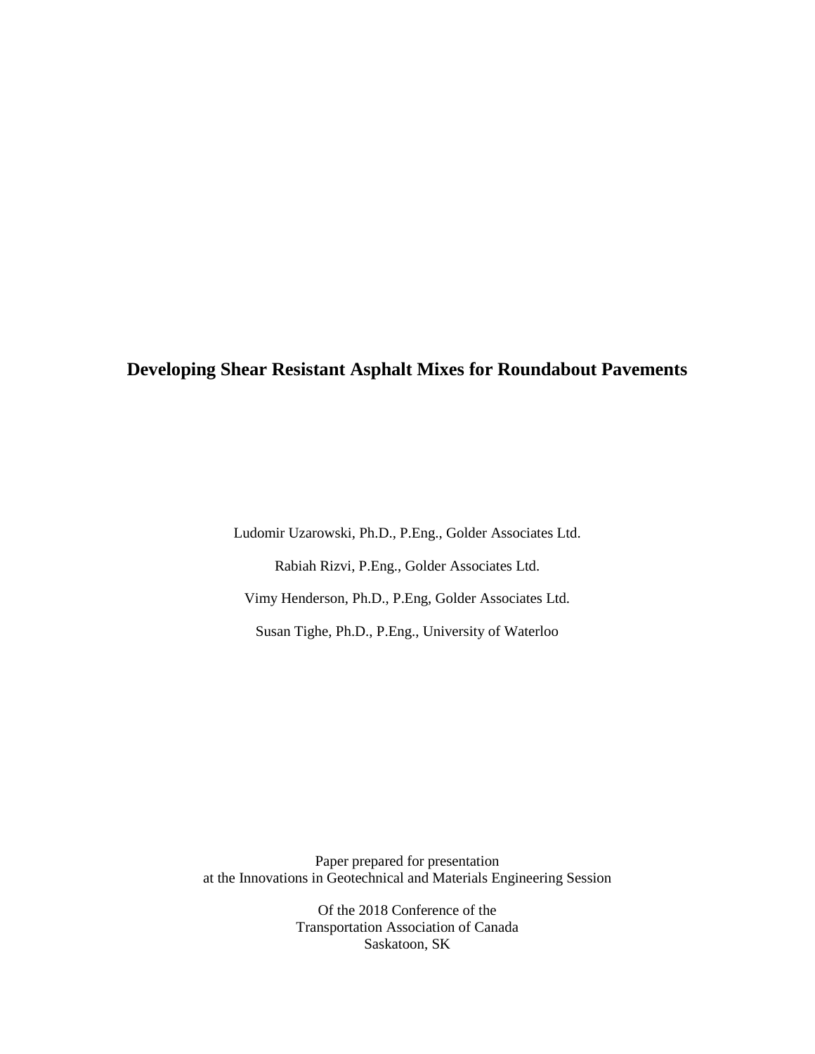# Developing Shear Resistant Asphalt Mixes for Roundabout Pavements

Ludomir Uzarowski, Ph.D., P.Eng., Golder Associates Ltd.

Rabiah Rizvi, P.Eng., Golder Associates Ltd.

Vimy Henderson, Ph.D., P.Eng, Golder Associates Ltd.

Susan Tighe, Ph.D., P.Eng., University of Waterloo

Paper prepared for presentation
at the Innovations in Geotechnical and Materials Engineering Session

Of the 2018 Conference of the
Transportation Association of Canada
Saskatoon, SK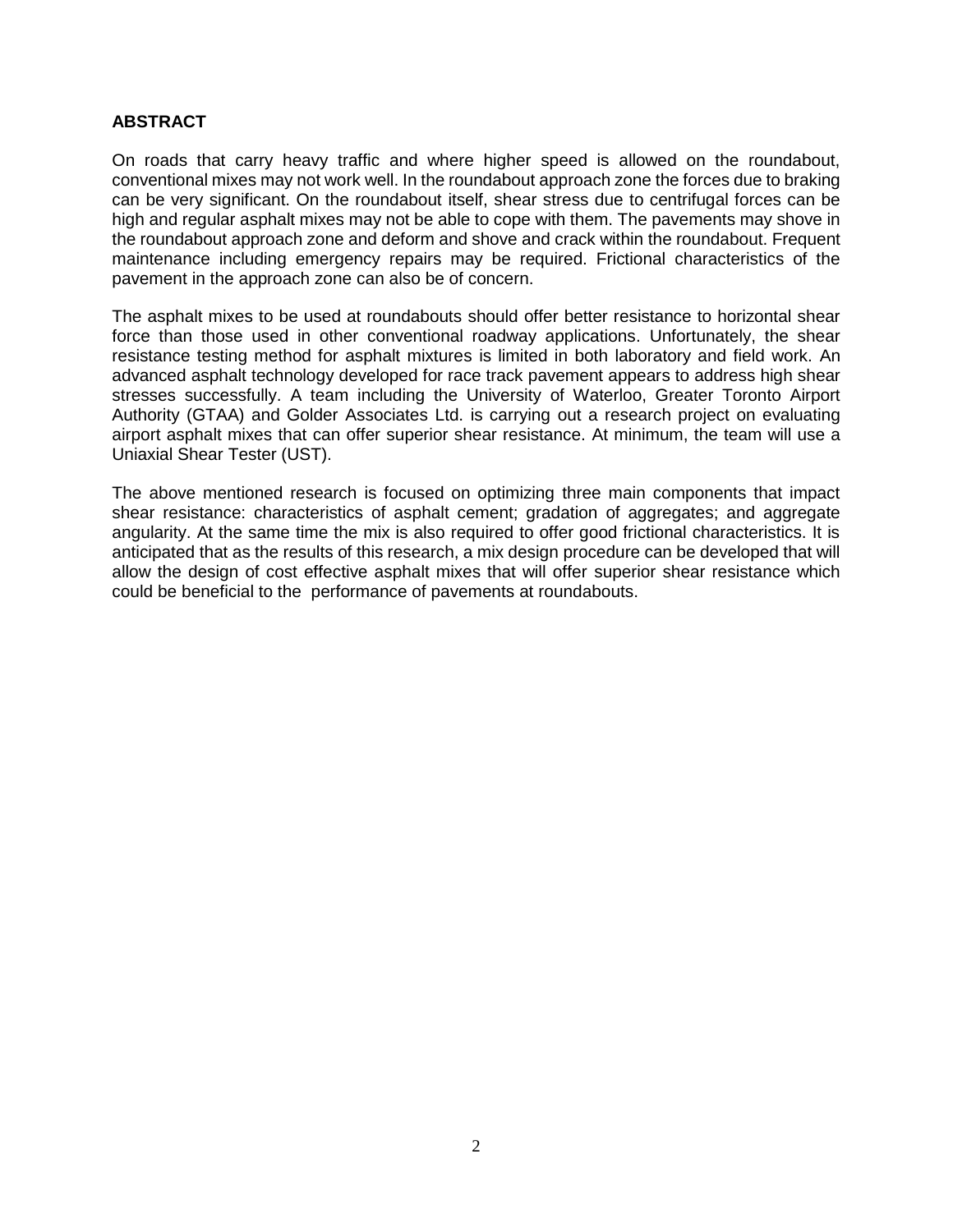## ABSTRACT

On roads that carry heavy traffic and where higher speed is allowed on the roundabout, conventional mixes may not work well. In the roundabout approach zone the forces due to braking can be very significant. On the roundabout itself, shear stress due to centrifugal forces can be high and regular asphalt mixes may not be able to cope with them. The pavements may shove in the roundabout approach zone and deform and shove and crack within the roundabout. Frequent maintenance including emergency repairs may be required. Frictional characteristics of the pavement in the approach zone can also be of concern.

The asphalt mixes to be used at roundabouts should offer better resistance to horizontal shear force than those used in other conventional roadway applications. Unfortunately, the shear resistance testing method for asphalt mixtures is limited in both laboratory and field work. An advanced asphalt technology developed for race track pavement appears to address high shear stresses successfully. A team including the University of Waterloo, Greater Toronto Airport Authority (GTAA) and Golder Associates Ltd. is carrying out a research project on evaluating airport asphalt mixes that can offer superior shear resistance. At minimum, the team will use a Uniaxial Shear Tester (UST).

The above mentioned research is focused on optimizing three main components that impact shear resistance: characteristics of asphalt cement; gradation of aggregates; and aggregate angularity. At the same time the mix is also required to offer good frictional characteristics. It is anticipated that as the results of this research, a mix design procedure can be developed that will allow the design of cost effective asphalt mixes that will offer superior shear resistance which could be beneficial to the performance of pavements at roundabouts.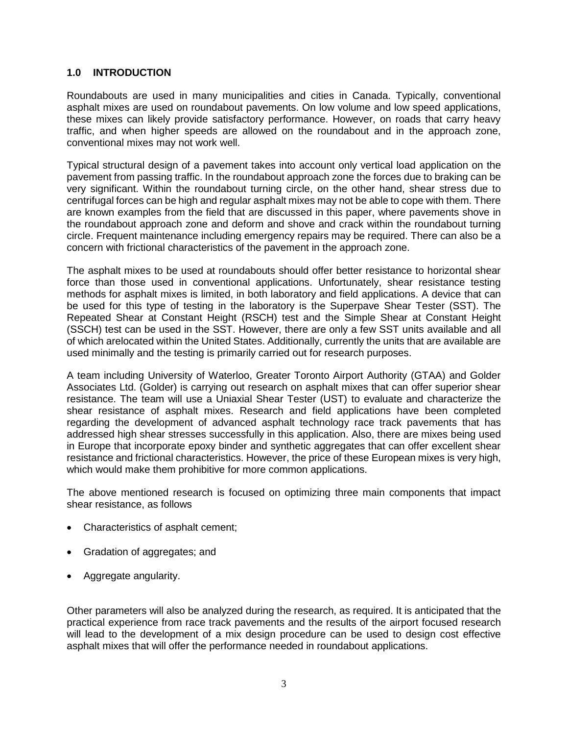## 1.0 INTRODUCTION

Roundabouts are used in many municipalities and cities in Canada. Typically, conventional asphalt mixes are used on roundabout pavements. On low volume and low speed applications, these mixes can likely provide satisfactory performance. However, on roads that carry heavy traffic, and when higher speeds are allowed on the roundabout and in the approach zone, conventional mixes may not work well.

Typical structural design of a pavement takes into account only vertical load application on the pavement from passing traffic. In the roundabout approach zone the forces due to braking can be very significant. Within the roundabout turning circle, on the other hand, shear stress due to centrifugal forces can be high and regular asphalt mixes may not be able to cope with them. There are known examples from the field that are discussed in this paper, where pavements shove in the roundabout approach zone and deform and shove and crack within the roundabout turning circle. Frequent maintenance including emergency repairs may be required. There can also be a concern with frictional characteristics of the pavement in the approach zone.

The asphalt mixes to be used at roundabouts should offer better resistance to horizontal shear force than those used in conventional applications. Unfortunately, shear resistance testing methods for asphalt mixes is limited, in both laboratory and field applications. A device that can be used for this type of testing in the laboratory is the Superpave Shear Tester (SST). The Repeated Shear at Constant Height (RSCH) test and the Simple Shear at Constant Height (SSCH) test can be used in the SST. However, there are only a few SST units available and all of which arelocated within the United States. Additionally, currently the units that are available are used minimally and the testing is primarily carried out for research purposes.

A team including University of Waterloo, Greater Toronto Airport Authority (GTAA) and Golder Associates Ltd. (Golder) is carrying out research on asphalt mixes that can offer superior shear resistance. The team will use a Uniaxial Shear Tester (UST) to evaluate and characterize the shear resistance of asphalt mixes. Research and field applications have been completed regarding the development of advanced asphalt technology race track pavements that has addressed high shear stresses successfully in this application. Also, there are mixes being used in Europe that incorporate epoxy binder and synthetic aggregates that can offer excellent shear resistance and frictional characteristics. However, the price of these European mixes is very high, which would make them prohibitive for more common applications.

The above mentioned research is focused on optimizing three main components that impact shear resistance, as follows

- Characteristics of asphalt cement;
- Gradation of aggregates; and
- Aggregate angularity.

Other parameters will also be analyzed during the research, as required. It is anticipated that the practical experience from race track pavements and the results of the airport focused research will lead to the development of a mix design procedure can be used to design cost effective asphalt mixes that will offer the performance needed in roundabout applications.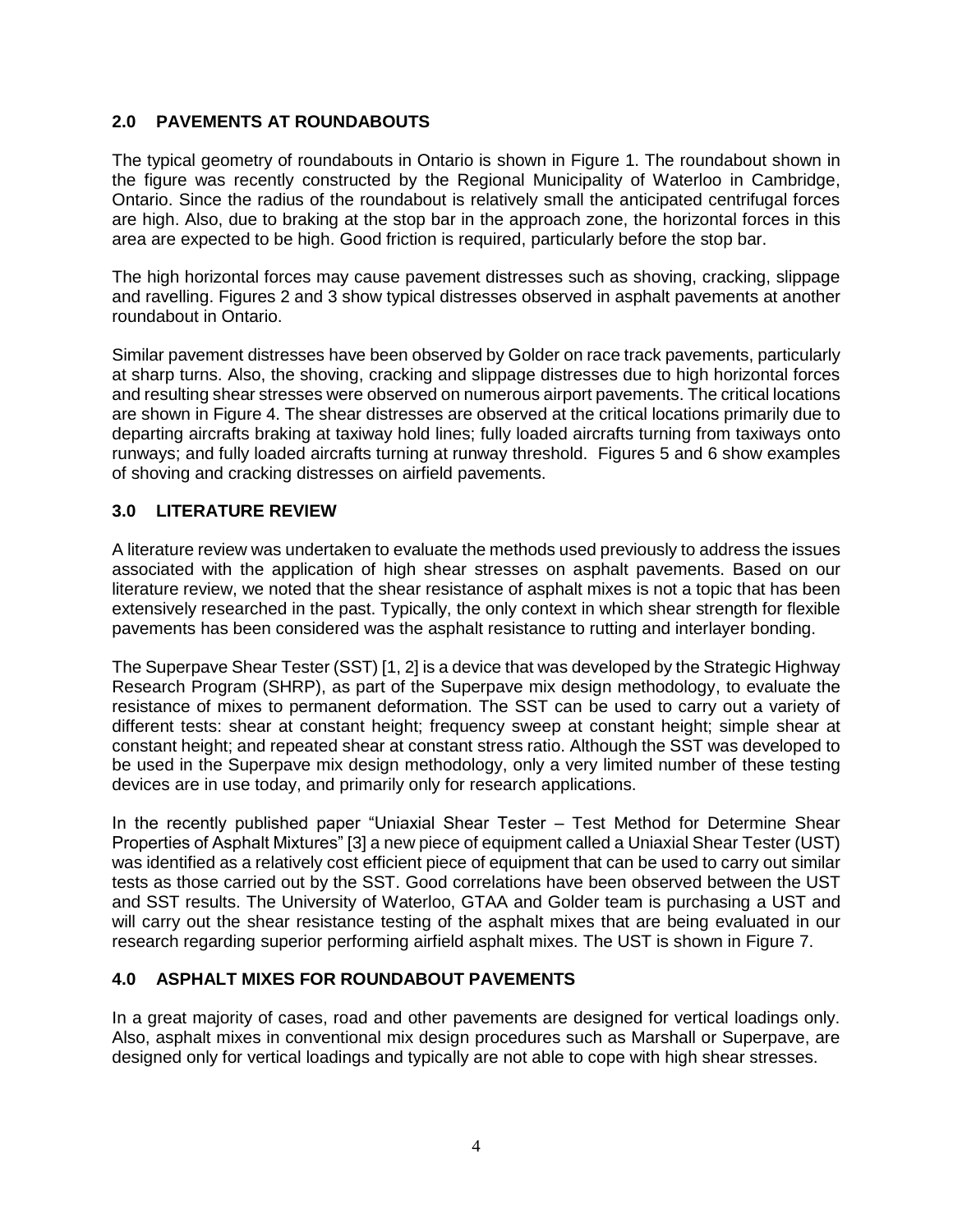## 2.0 PAVEMENTS AT ROUNDABOUTS

The typical geometry of roundabouts in Ontario is shown in Figure 1. The roundabout shown in the figure was recently constructed by the Regional Municipality of Waterloo in Cambridge, Ontario. Since the radius of the roundabout is relatively small the anticipated centrifugal forces are high. Also, due to braking at the stop bar in the approach zone, the horizontal forces in this area are expected to be high. Good friction is required, particularly before the stop bar.

The high horizontal forces may cause pavement distresses such as shoving, cracking, slippage and ravelling. Figures 2 and 3 show typical distresses observed in asphalt pavements at another roundabout in Ontario.

Similar pavement distresses have been observed by Golder on race track pavements, particularly at sharp turns. Also, the shoving, cracking and slippage distresses due to high horizontal forces and resulting shear stresses were observed on numerous airport pavements. The critical locations are shown in Figure 4. The shear distresses are observed at the critical locations primarily due to departing aircrafts braking at taxiway hold lines; fully loaded aircrafts turning from taxiways onto runways; and fully loaded aircrafts turning at runway threshold. Figures 5 and 6 show examples of shoving and cracking distresses on airfield pavements.

## 3.0 LITERATURE REVIEW

A literature review was undertaken to evaluate the methods used previously to address the issues associated with the application of high shear stresses on asphalt pavements. Based on our literature review, we noted that the shear resistance of asphalt mixes is not a topic that has been extensively researched in the past. Typically, the only context in which shear strength for flexible pavements has been considered was the asphalt resistance to rutting and interlayer bonding.

The Superpave Shear Tester (SST) [1, 2] is a device that was developed by the Strategic Highway Research Program (SHRP), as part of the Superpave mix design methodology, to evaluate the resistance of mixes to permanent deformation. The SST can be used to carry out a variety of different tests: shear at constant height; frequency sweep at constant height; simple shear at constant height; and repeated shear at constant stress ratio. Although the SST was developed to be used in the Superpave mix design methodology, only a very limited number of these testing devices are in use today, and primarily only for research applications.

In the recently published paper "Uniaxial Shear Tester – Test Method for Determine Shear Properties of Asphalt Mixtures" [3] a new piece of equipment called a Uniaxial Shear Tester (UST) was identified as a relatively cost efficient piece of equipment that can be used to carry out similar tests as those carried out by the SST. Good correlations have been observed between the UST and SST results. The University of Waterloo, GTAA and Golder team is purchasing a UST and will carry out the shear resistance testing of the asphalt mixes that are being evaluated in our research regarding superior performing airfield asphalt mixes. The UST is shown in Figure 7.

## 4.0 ASPHALT MIXES FOR ROUNDABOUT PAVEMENTS

In a great majority of cases, road and other pavements are designed for vertical loadings only. Also, asphalt mixes in conventional mix design procedures such as Marshall or Superpave, are designed only for vertical loadings and typically are not able to cope with high shear stresses.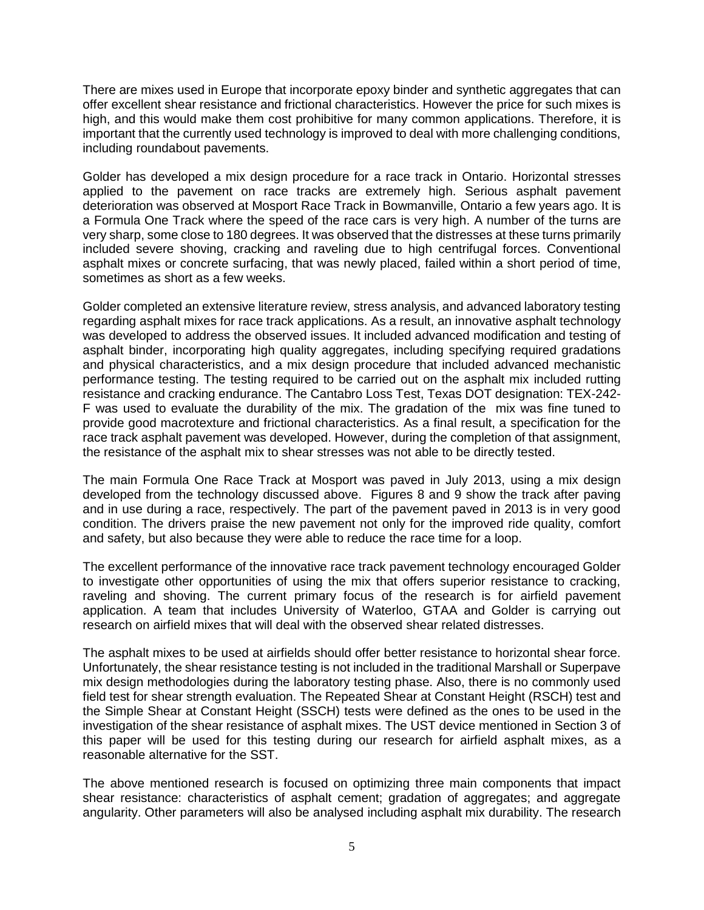There are mixes used in Europe that incorporate epoxy binder and synthetic aggregates that can offer excellent shear resistance and frictional characteristics. However the price for such mixes is high, and this would make them cost prohibitive for many common applications. Therefore, it is important that the currently used technology is improved to deal with more challenging conditions, including roundabout pavements.

Golder has developed a mix design procedure for a race track in Ontario. Horizontal stresses applied to the pavement on race tracks are extremely high. Serious asphalt pavement deterioration was observed at Mosport Race Track in Bowmanville, Ontario a few years ago. It is a Formula One Track where the speed of the race cars is very high. A number of the turns are very sharp, some close to 180 degrees. It was observed that the distresses at these turns primarily included severe shoving, cracking and raveling due to high centrifugal forces. Conventional asphalt mixes or concrete surfacing, that was newly placed, failed within a short period of time, sometimes as short as a few weeks.

Golder completed an extensive literature review, stress analysis, and advanced laboratory testing regarding asphalt mixes for race track applications. As a result, an innovative asphalt technology was developed to address the observed issues. It included advanced modification and testing of asphalt binder, incorporating high quality aggregates, including specifying required gradations and physical characteristics, and a mix design procedure that included advanced mechanistic performance testing. The testing required to be carried out on the asphalt mix included rutting resistance and cracking endurance. The Cantabro Loss Test, Texas DOT designation: TEX-242-F was used to evaluate the durability of the mix. The gradation of the mix was fine tuned to provide good macrotexture and frictional characteristics. As a final result, a specification for the race track asphalt pavement was developed. However, during the completion of that assignment, the resistance of the asphalt mix to shear stresses was not able to be directly tested.

The main Formula One Race Track at Mosport was paved in July 2013, using a mix design developed from the technology discussed above. Figures 8 and 9 show the track after paving and in use during a race, respectively. The part of the pavement paved in 2013 is in very good condition. The drivers praise the new pavement not only for the improved ride quality, comfort and safety, but also because they were able to reduce the race time for a loop.

The excellent performance of the innovative race track pavement technology encouraged Golder to investigate other opportunities of using the mix that offers superior resistance to cracking, raveling and shoving. The current primary focus of the research is for airfield pavement application. A team that includes University of Waterloo, GTAA and Golder is carrying out research on airfield mixes that will deal with the observed shear related distresses.

The asphalt mixes to be used at airfields should offer better resistance to horizontal shear force. Unfortunately, the shear resistance testing is not included in the traditional Marshall or Superpave mix design methodologies during the laboratory testing phase. Also, there is no commonly used field test for shear strength evaluation. The Repeated Shear at Constant Height (RSCH) test and the Simple Shear at Constant Height (SSCH) tests were defined as the ones to be used in the investigation of the shear resistance of asphalt mixes. The UST device mentioned in Section 3 of this paper will be used for this testing during our research for airfield asphalt mixes, as a reasonable alternative for the SST.

The above mentioned research is focused on optimizing three main components that impact shear resistance: characteristics of asphalt cement; gradation of aggregates; and aggregate angularity. Other parameters will also be analysed including asphalt mix durability. The research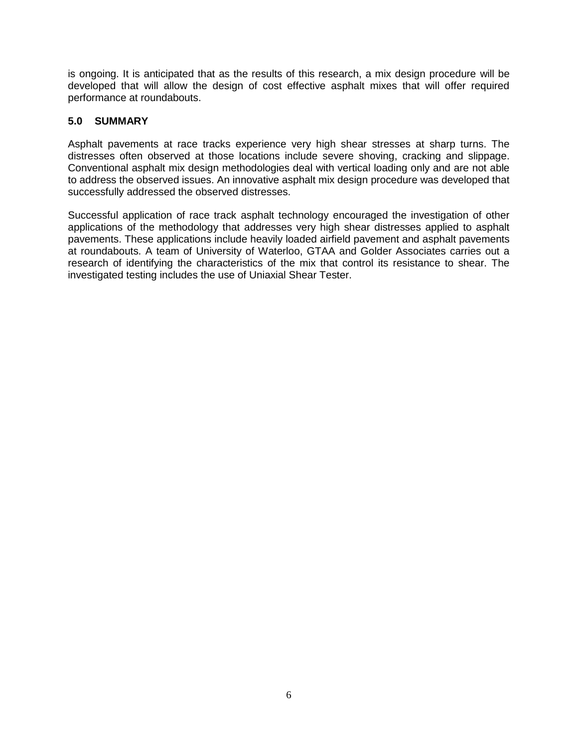is ongoing. It is anticipated that as the results of this research, a mix design procedure will be developed that will allow the design of cost effective asphalt mixes that will offer required performance at roundabouts.

## 5.0 SUMMARY

Asphalt pavements at race tracks experience very high shear stresses at sharp turns. The distresses often observed at those locations include severe shoving, cracking and slippage. Conventional asphalt mix design methodologies deal with vertical loading only and are not able to address the observed issues. An innovative asphalt mix design procedure was developed that successfully addressed the observed distresses.

Successful application of race track asphalt technology encouraged the investigation of other applications of the methodology that addresses very high shear distresses applied to asphalt pavements. These applications include heavily loaded airfield pavement and asphalt pavements at roundabouts. A team of University of Waterloo, GTAA and Golder Associates carries out a research of identifying the characteristics of the mix that control its resistance to shear. The investigated testing includes the use of Uniaxial Shear Tester.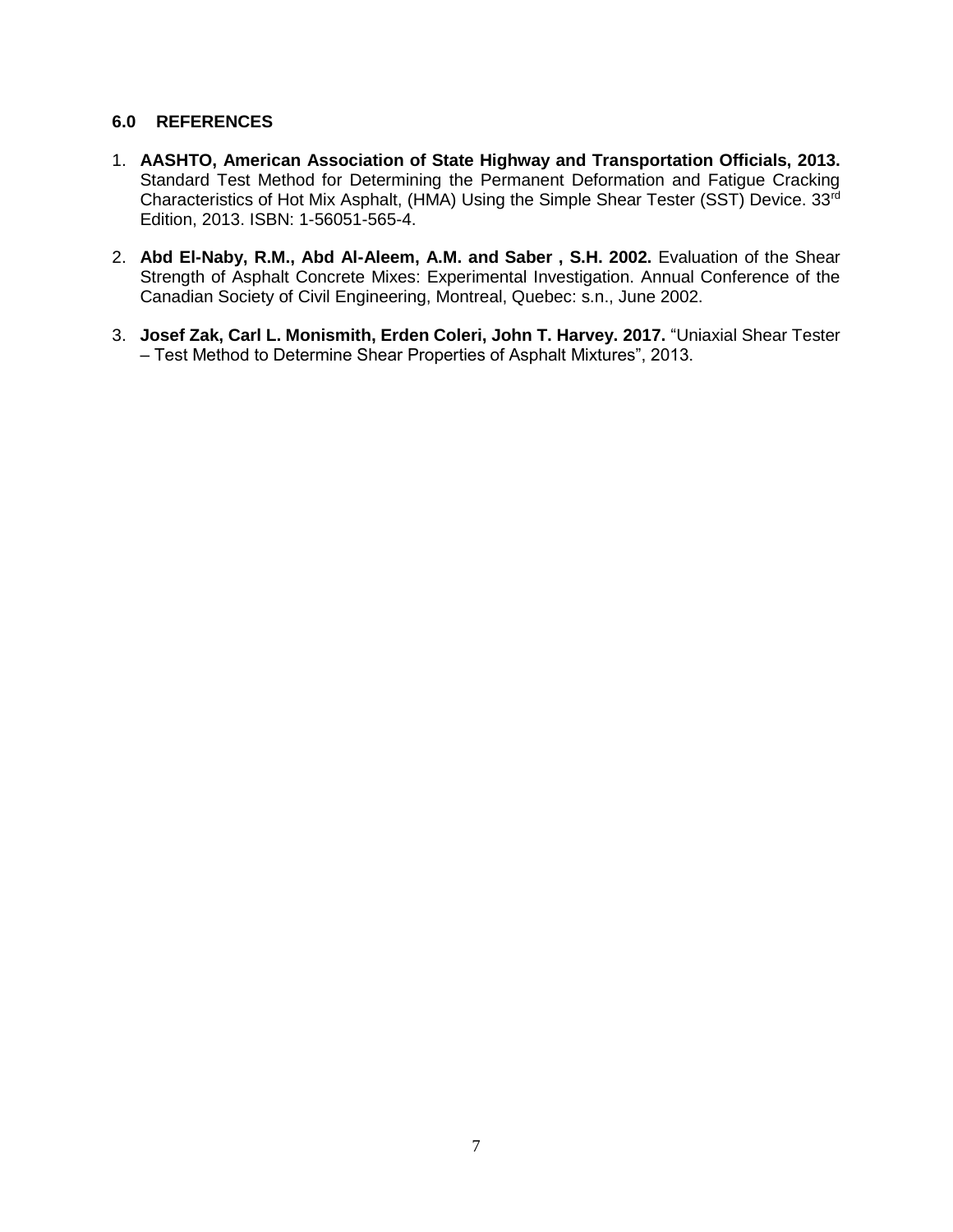## 6.0 REFERENCES

1. **AASHTO, American Association of State Highway and Transportation Officials, 2013.** Standard Test Method for Determining the Permanent Deformation and Fatigue Cracking Characteristics of Hot Mix Asphalt, (HMA) Using the Simple Shear Tester (SST) Device. 33rd Edition, 2013. ISBN: 1-56051-565-4.

2. **Abd El-Naby, R.M., Abd Al-Aleem, A.M. and Saber , S.H. 2002.** Evaluation of the Shear Strength of Asphalt Concrete Mixes: Experimental Investigation. Annual Conference of the Canadian Society of Civil Engineering, Montreal, Quebec: s.n., June 2002.

3. **Josef Zak, Carl L. Monismith, Erden Coleri, John T. Harvey. 2017.** "Uniaxial Shear Tester – Test Method to Determine Shear Properties of Asphalt Mixtures", 2013.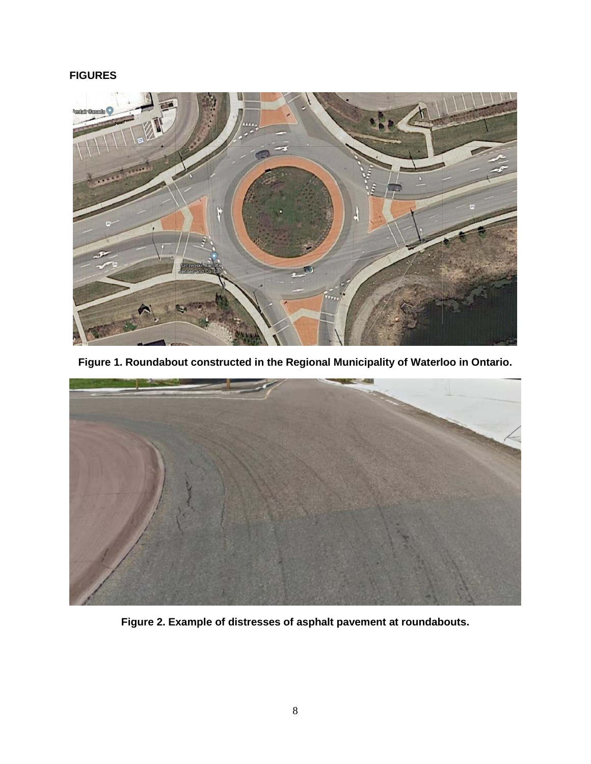**FIGURES**

**Figure 1. Roundabout constructed in the Regional Municipality of Waterloo in Ontario.**

**Figure 2. Example of distresses of asphalt pavement at roundabouts.**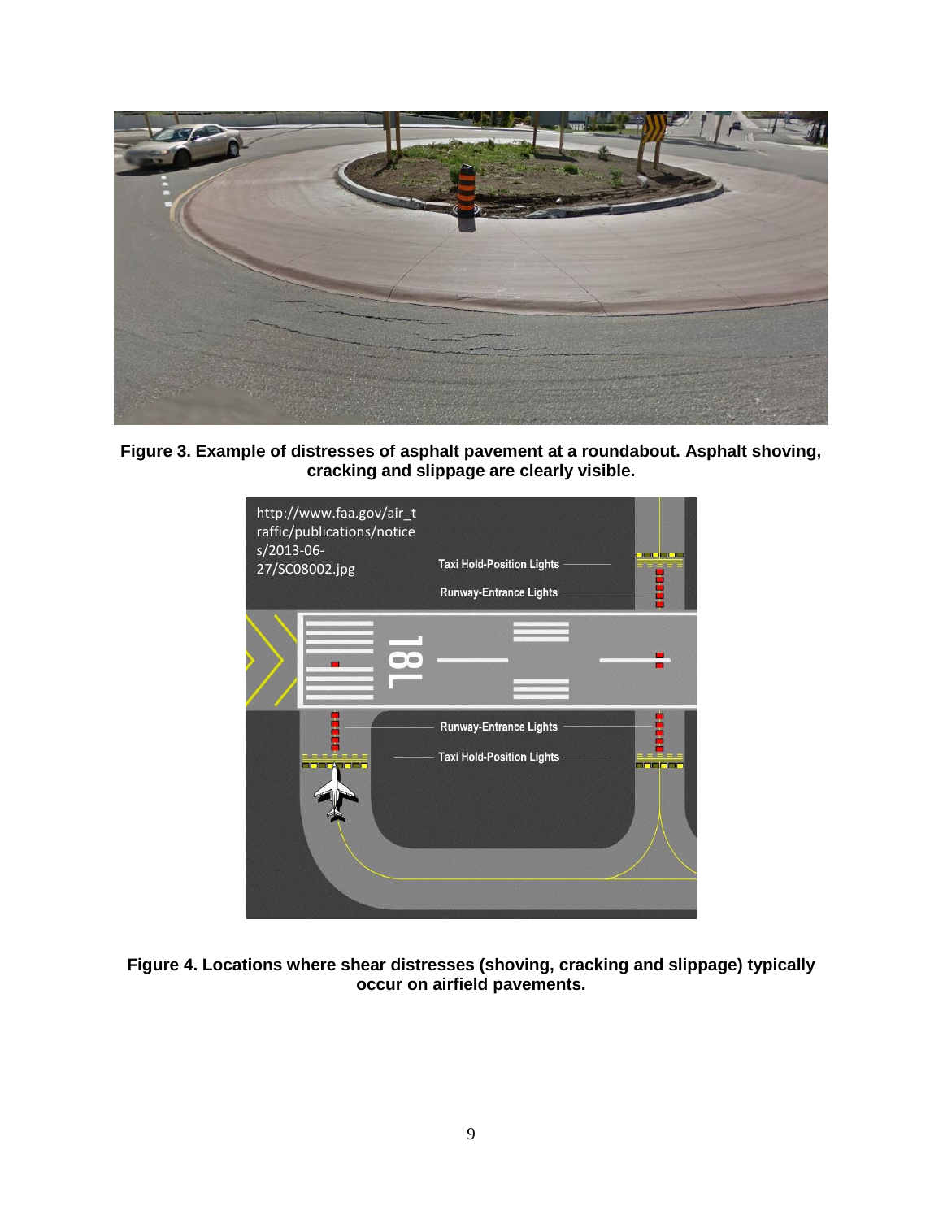**Figure 3. Example of distresses of asphalt pavement at a roundabout. Asphalt shoving, cracking and slippage are clearly visible.**

**Figure 4. Locations where shear distresses (shoving, cracking and slippage) typically occur on airfield pavements.**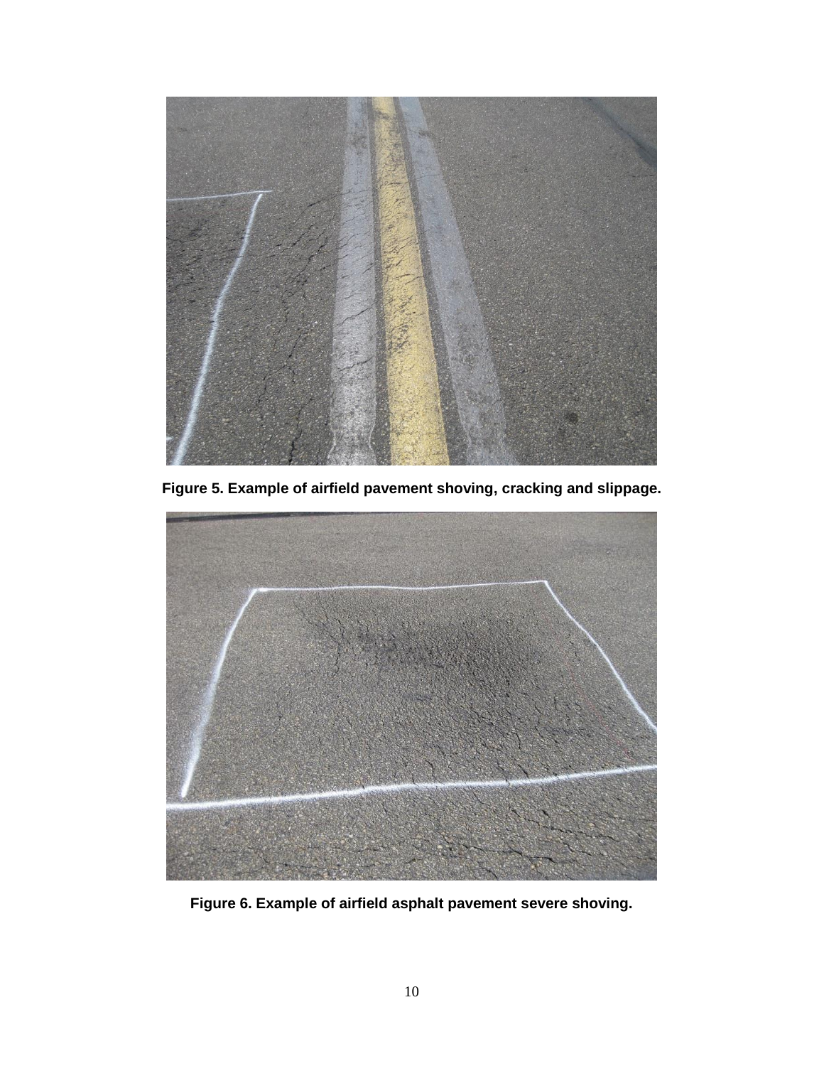**Figure 5. Example of airfield pavement shoving, cracking and slippage.**

**Figure 6. Example of airfield asphalt pavement severe shoving.**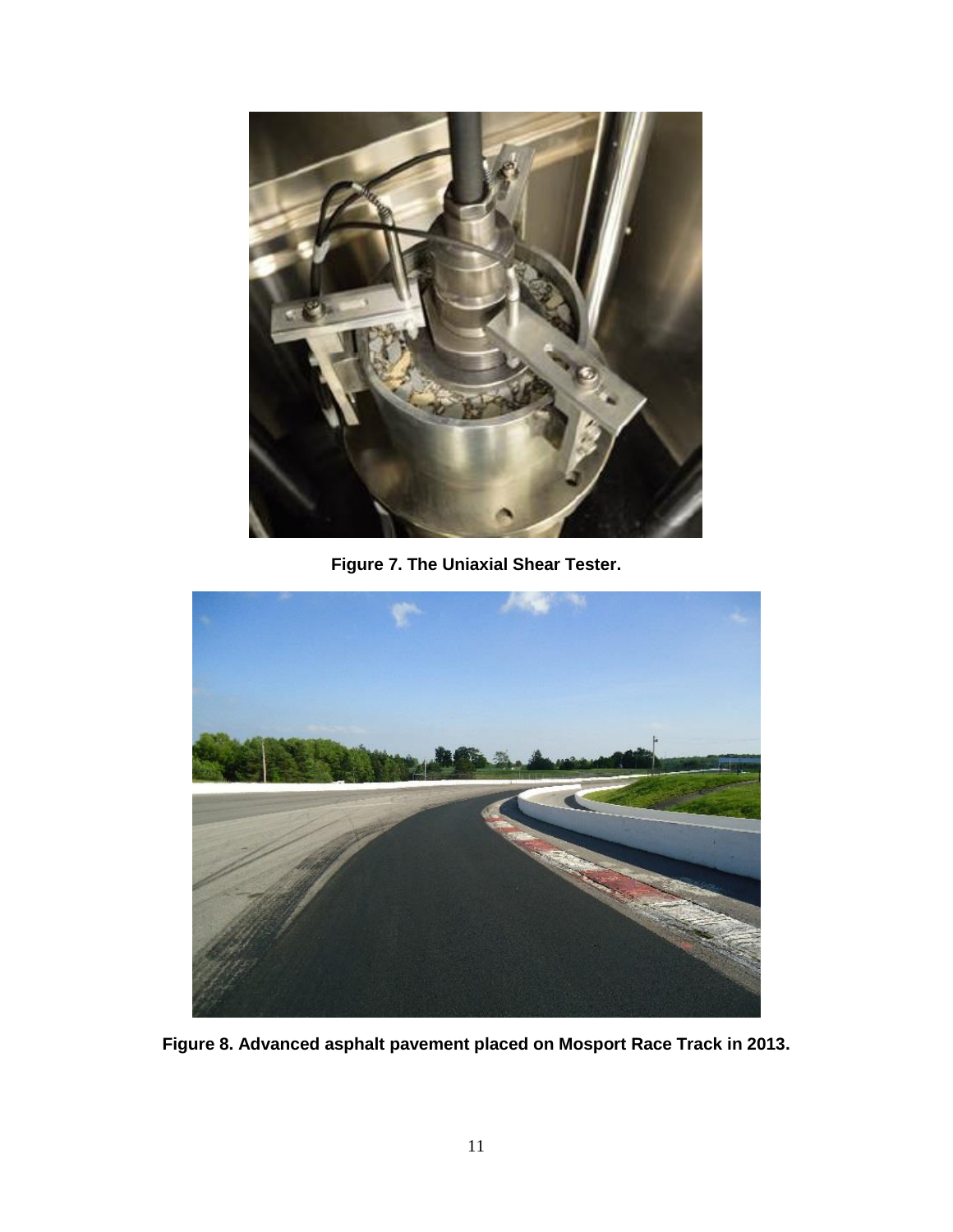**Figure 7. The Uniaxial Shear Tester.**

**Figure 8. Advanced asphalt pavement placed on Mosport Race Track in 2013.**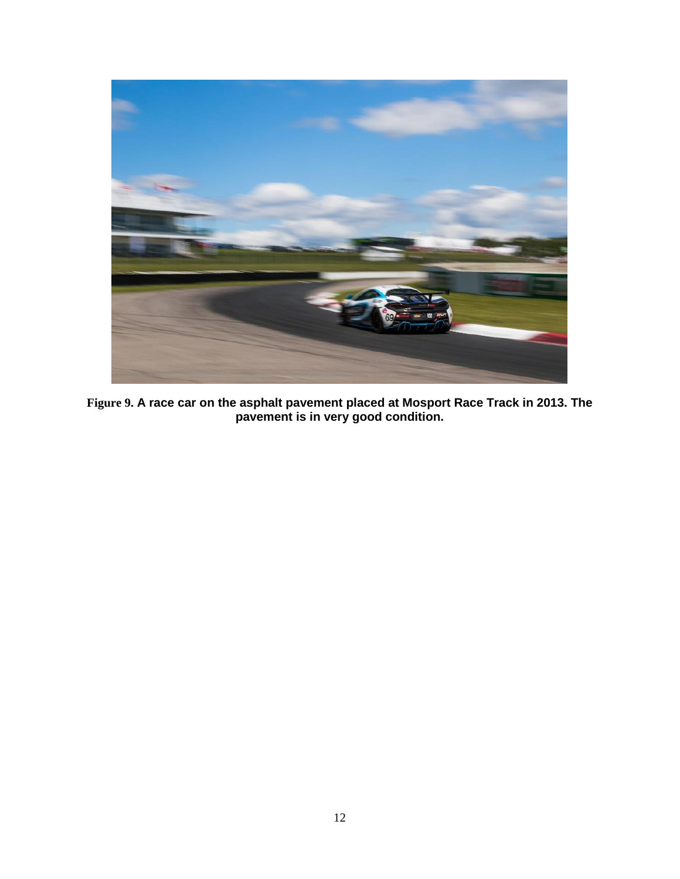**Figure 9. A race car on the asphalt pavement placed at Mosport Race Track in 2013. The pavement is in very good condition.**